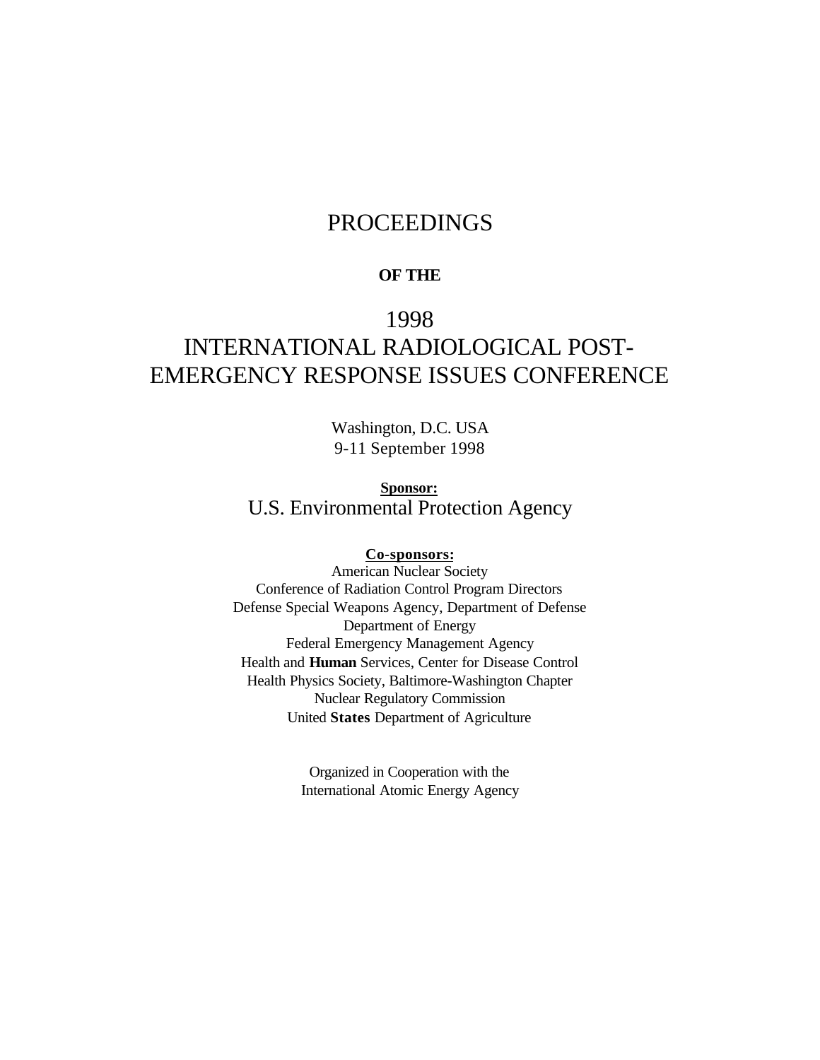# PROCEEDINGS

**OF THE**

# 1998 INTERNATIONAL RADIOLOGICAL POST-EMERGENCY RESPONSE ISSUES CONFERENCE

Washington, D.C. USA
9-11 September 1998

**Sponsor:**
U.S. Environmental Protection Agency

**Co-sponsors:**
American Nuclear Society
Conference of Radiation Control Program Directors
Defense Special Weapons Agency, Department of Defense
Department of Energy
Federal Emergency Management Agency
Health and **Human** Services, Center for Disease Control
Health Physics Society, Baltimore-Washington Chapter
Nuclear Regulatory Commission
United **States** Department of Agriculture

Organized in Cooperation with the
International Atomic Energy Agency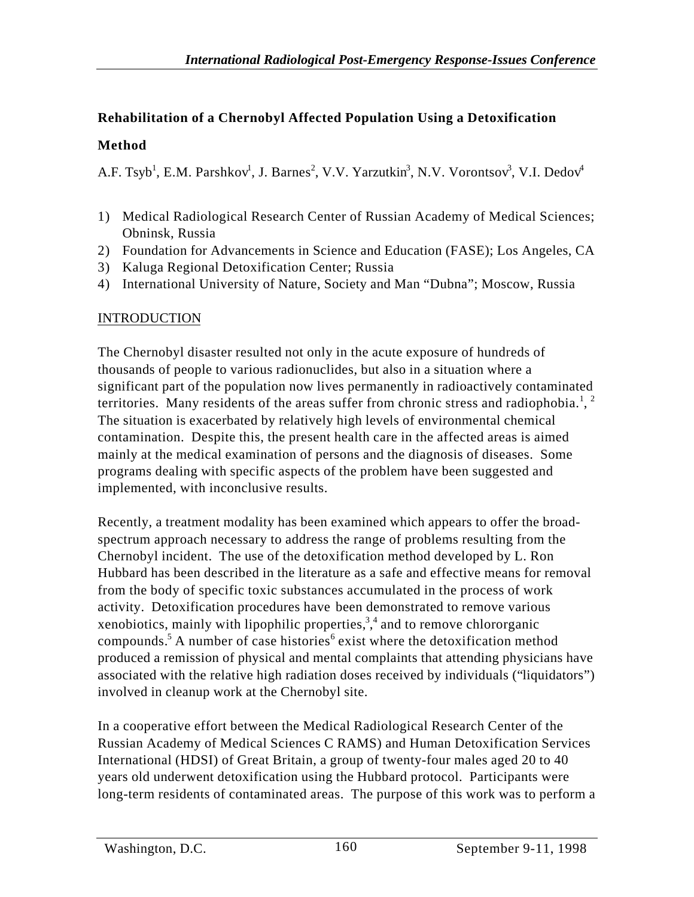## Rehabilitation of a Chernobyl Affected Population Using a Detoxification Method

A.F. Tsyb[1], E.M. Parshkov[1], J. Barnes[2], V.V. Yarzutkin[3], N.V. Vorontsov[3], V.I. Dedov[4]

1) Medical Radiological Research Center of Russian Academy of Medical Sciences; Obninsk, Russia
2) Foundation for Advancements in Science and Education (FASE); Los Angeles, CA
3) Kaluga Regional Detoxification Center; Russia
4) International University of Nature, Society and Man "Dubna"; Moscow, Russia

### INTRODUCTION

The Chernobyl disaster resulted not only in the acute exposure of hundreds of thousands of people to various radionuclides, but also in a situation where a significant part of the population now lives permanently in radioactively contaminated territories. Many residents of the areas suffer from chronic stress and radiophobia.[1], [2] The situation is exacerbated by relatively high levels of environmental chemical contamination. Despite this, the present health care in the affected areas is aimed mainly at the medical examination of persons and the diagnosis of diseases. Some programs dealing with specific aspects of the problem have been suggested and implemented, with inconclusive results.

Recently, a treatment modality has been examined which appears to offer the broad-spectrum approach necessary to address the range of problems resulting from the Chernobyl incident. The use of the detoxification method developed by L. Ron Hubbard has been described in the literature as a safe and effective means for removal from the body of specific toxic substances accumulated in the process of work activity. Detoxification procedures have been demonstrated to remove various xenobiotics, mainly with lipophilic properties,[3],[4] and to remove chlororganic compounds.[5] A number of case histories[6] exist where the detoxification method produced a remission of physical and mental complaints that attending physicians have associated with the relative high radiation doses received by individuals ("liquidators") involved in cleanup work at the Chernobyl site.

In a cooperative effort between the Medical Radiological Research Center of the Russian Academy of Medical Sciences C RAMS) and Human Detoxification Services International (HDSI) of Great Britain, a group of twenty-four males aged 20 to 40 years old underwent detoxification using the Hubbard protocol. Participants were long-term residents of contaminated areas. The purpose of this work was to perform a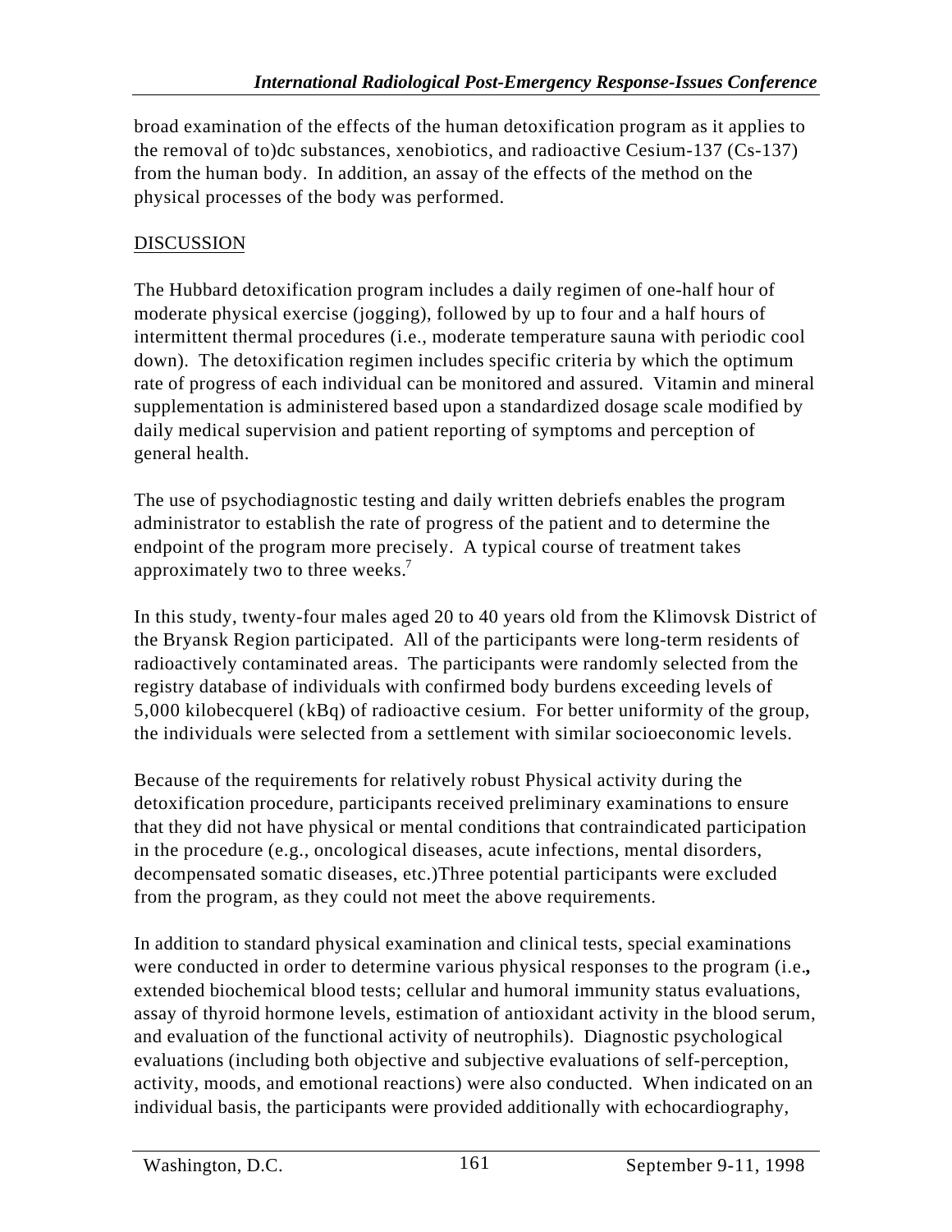broad examination of the effects of the human detoxification program as it applies to the removal of to)dc substances, xenobiotics, and radioactive Cesium-137 (Cs-137) from the human body. In addition, an assay of the effects of the method on the physical processes of the body was performed.

## DISCUSSION

The Hubbard detoxification program includes a daily regimen of one-half hour of moderate physical exercise (jogging), followed by up to four and a half hours of intermittent thermal procedures (i.e., moderate temperature sauna with periodic cool down). The detoxification regimen includes specific criteria by which the optimum rate of progress of each individual can be monitored and assured. Vitamin and mineral supplementation is administered based upon a standardized dosage scale modified by daily medical supervision and patient reporting of symptoms and perception of general health.

The use of psychodiagnostic testing and daily written debriefs enables the program administrator to establish the rate of progress of the patient and to determine the endpoint of the program more precisely. A typical course of treatment takes approximately two to three weeks.[7]

In this study, twenty-four males aged 20 to 40 years old from the Klimovsk District of the Bryansk Region participated. All of the participants were long-term residents of radioactively contaminated areas. The participants were randomly selected from the registry database of individuals with confirmed body burdens exceeding levels of 5,000 kilobecquerel (kBq) of radioactive cesium. For better uniformity of the group, the individuals were selected from a settlement with similar socioeconomic levels.

Because of the requirements for relatively robust Physical activity during the detoxification procedure, participants received preliminary examinations to ensure that they did not have physical or mental conditions that contraindicated participation in the procedure (e.g., oncological diseases, acute infections, mental disorders, decompensated somatic diseases, etc.)Three potential participants were excluded from the program, as they could not meet the above requirements.

In addition to standard physical examination and clinical tests, special examinations were conducted in order to determine various physical responses to the program (i.e., extended biochemical blood tests; cellular and humoral immunity status evaluations, assay of thyroid hormone levels, estimation of antioxidant activity in the blood serum, and evaluation of the functional activity of neutrophils). Diagnostic psychological evaluations (including both objective and subjective evaluations of self-perception, activity, moods, and emotional reactions) were also conducted. When indicated on an individual basis, the participants were provided additionally with echocardiography,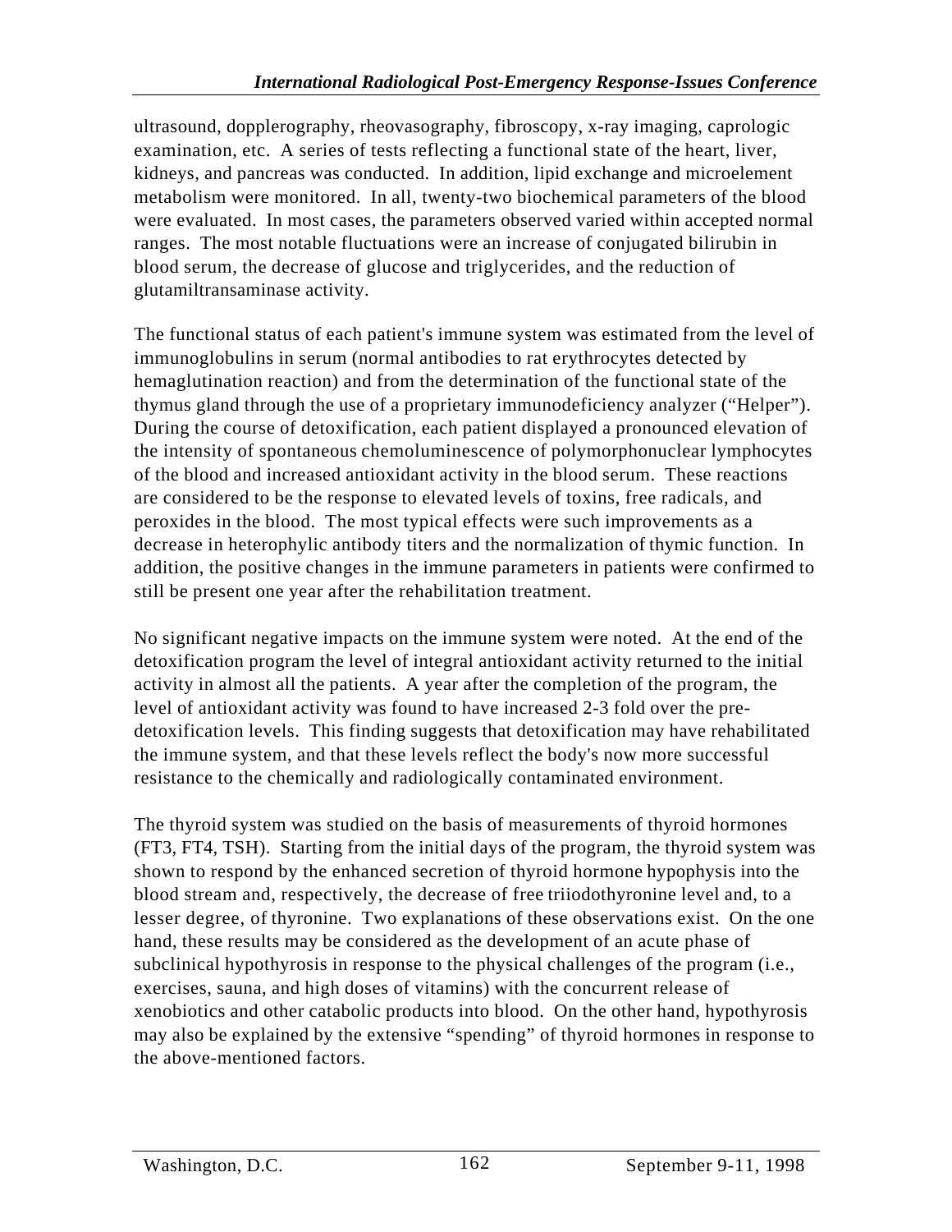ultrasound, dopplerography, rheovasography, fibroscopy, x-ray imaging, caprologic examination, etc. A series of tests reflecting a functional state of the heart, liver, kidneys, and pancreas was conducted. In addition, lipid exchange and microelement metabolism were monitored. In all, twenty-two biochemical parameters of the blood were evaluated. In most cases, the parameters observed varied within accepted normal ranges. The most notable fluctuations were an increase of conjugated bilirubin in blood serum, the decrease of glucose and triglycerides, and the reduction of glutamiltransaminase activity.

The functional status of each patient's immune system was estimated from the level of immunoglobulins in serum (normal antibodies to rat erythrocytes detected by hemaglutination reaction) and from the determination of the functional state of the thymus gland through the use of a proprietary immunodeficiency analyzer ("Helper"). During the course of detoxification, each patient displayed a pronounced elevation of the intensity of spontaneous chemoluminescence of polymorphonuclear lymphocytes of the blood and increased antioxidant activity in the blood serum. These reactions are considered to be the response to elevated levels of toxins, free radicals, and peroxides in the blood. The most typical effects were such improvements as a decrease in heterophylic antibody titers and the normalization of thymic function. In addition, the positive changes in the immune parameters in patients were confirmed to still be present one year after the rehabilitation treatment.

No significant negative impacts on the immune system were noted. At the end of the detoxification program the level of integral antioxidant activity returned to the initial activity in almost all the patients. A year after the completion of the program, the level of antioxidant activity was found to have increased 2-3 fold over the pre-detoxification levels. This finding suggests that detoxification may have rehabilitated the immune system, and that these levels reflect the body's now more successful resistance to the chemically and radiologically contaminated environment.

The thyroid system was studied on the basis of measurements of thyroid hormones (FT3, FT4, TSH). Starting from the initial days of the program, the thyroid system was shown to respond by the enhanced secretion of thyroid hormone hypophysis into the blood stream and, respectively, the decrease of free triiodothyronine level and, to a lesser degree, of thyronine. Two explanations of these observations exist. On the one hand, these results may be considered as the development of an acute phase of subclinical hypothyrosis in response to the physical challenges of the program (i.e., exercises, sauna, and high doses of vitamins) with the concurrent release of xenobiotics and other catabolic products into blood. On the other hand, hypothyrosis may also be explained by the extensive "spending" of thyroid hormones in response to the above-mentioned factors.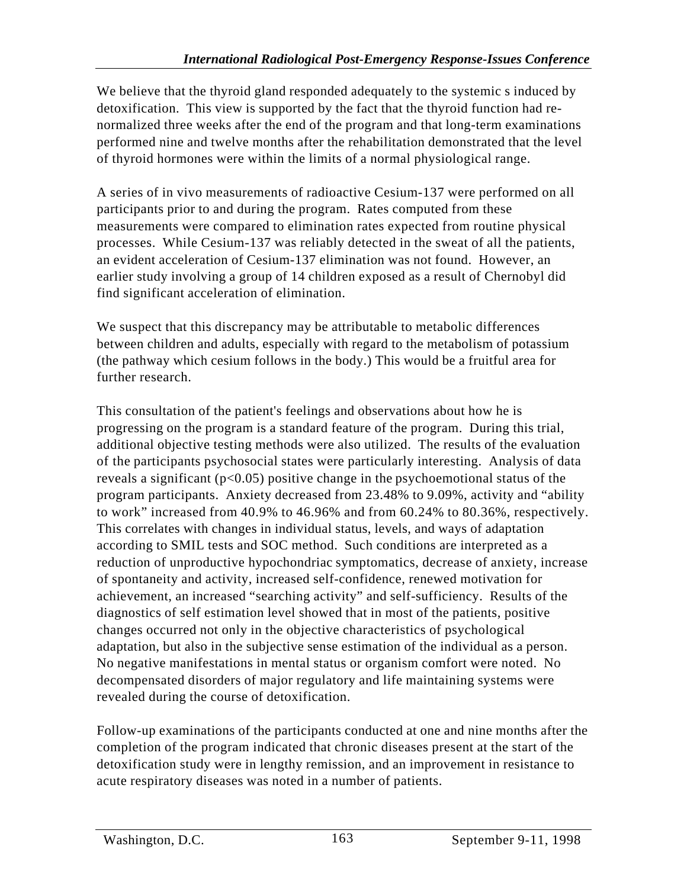We believe that the thyroid gland responded adequately to the systemic s induced by detoxification. This view is supported by the fact that the thyroid function had re-normalized three weeks after the end of the program and that long-term examinations performed nine and twelve months after the rehabilitation demonstrated that the level of thyroid hormones were within the limits of a normal physiological range.

A series of in vivo measurements of radioactive Cesium-137 were performed on all participants prior to and during the program. Rates computed from these measurements were compared to elimination rates expected from routine physical processes. While Cesium-137 was reliably detected in the sweat of all the patients, an evident acceleration of Cesium-137 elimination was not found. However, an earlier study involving a group of 14 children exposed as a result of Chernobyl did find significant acceleration of elimination.

We suspect that this discrepancy may be attributable to metabolic differences between children and adults, especially with regard to the metabolism of potassium (the pathway which cesium follows in the body.) This would be a fruitful area for further research.

This consultation of the patient's feelings and observations about how he is progressing on the program is a standard feature of the program. During this trial, additional objective testing methods were also utilized. The results of the evaluation of the participants psychosocial states were particularly interesting. Analysis of data reveals a significant ($p<0.05$) positive change in the psychoemotional status of the program participants. Anxiety decreased from 23.48% to 9.09%, activity and "ability to work" increased from 40.9% to 46.96% and from 60.24% to 80.36%, respectively. This correlates with changes in individual status, levels, and ways of adaptation according to SMIL tests and SOC method. Such conditions are interpreted as a reduction of unproductive hypochondriac symptomatics, decrease of anxiety, increase of spontaneity and activity, increased self-confidence, renewed motivation for achievement, an increased "searching activity" and self-sufficiency. Results of the diagnostics of self estimation level showed that in most of the patients, positive changes occurred not only in the objective characteristics of psychological adaptation, but also in the subjective sense estimation of the individual as a person. No negative manifestations in mental status or organism comfort were noted. No decompensated disorders of major regulatory and life maintaining systems were revealed during the course of detoxification.

Follow-up examinations of the participants conducted at one and nine months after the completion of the program indicated that chronic diseases present at the start of the detoxification study were in lengthy remission, and an improvement in resistance to acute respiratory diseases was noted in a number of patients.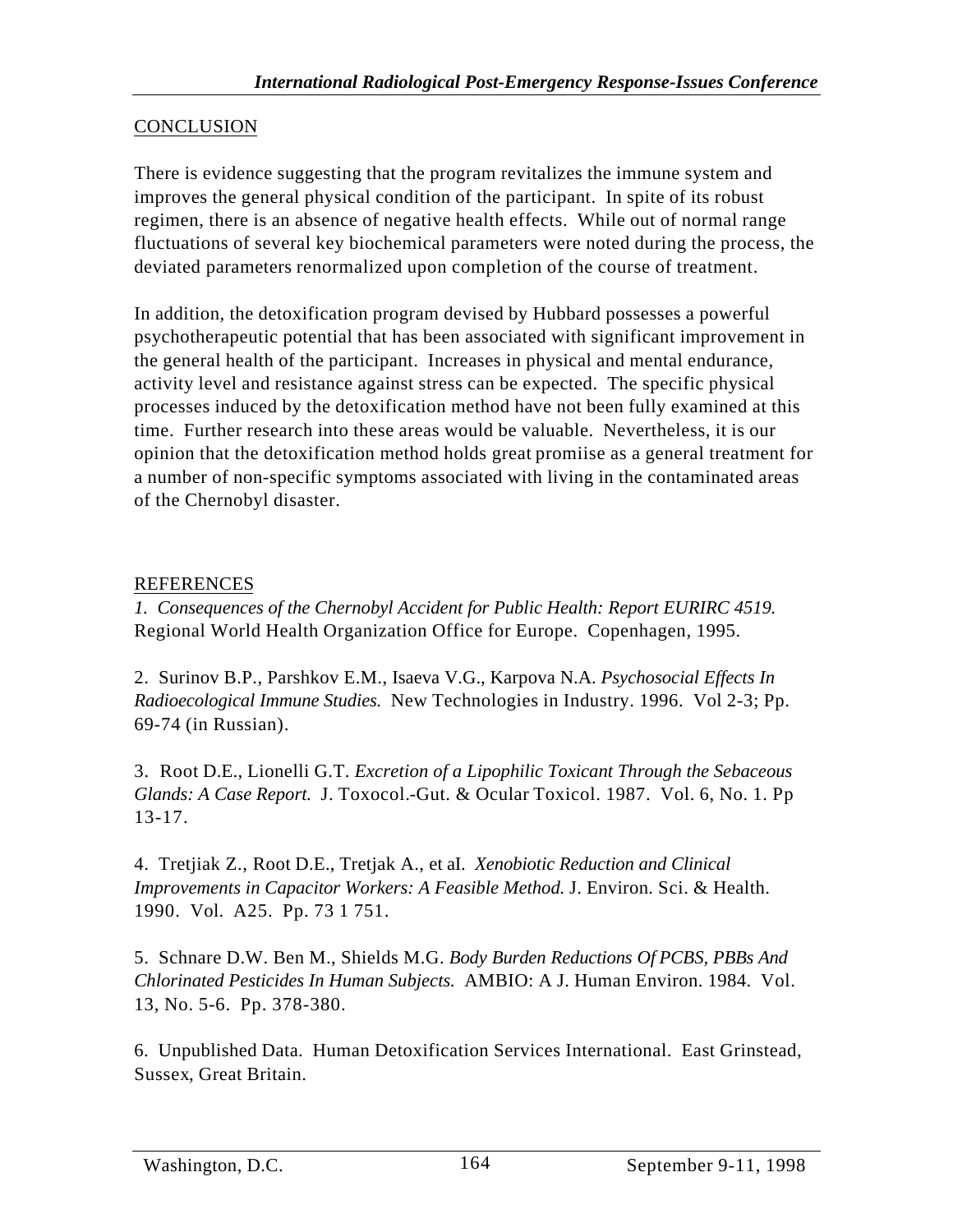## CONCLUSION

There is evidence suggesting that the program revitalizes the immune system and improves the general physical condition of the participant. In spite of its robust regimen, there is an absence of negative health effects. While out of normal range fluctuations of several key biochemical parameters were noted during the process, the deviated parameters renormalized upon completion of the course of treatment.

In addition, the detoxification program devised by Hubbard possesses a powerful psychotherapeutic potential that has been associated with significant improvement in the general health of the participant. Increases in physical and mental endurance, activity level and resistance against stress can be expected. The specific physical processes induced by the detoxification method have not been fully examined at this time. Further research into these areas would be valuable. Nevertheless, it is our opinion that the detoxification method holds great promiise as a general treatment for a number of non-specific symptoms associated with living in the contaminated areas of the Chernobyl disaster.

## REFERENCES

1. *Consequences of the Chernobyl Accident for Public Health: Report EURIRC 4519.* Regional World Health Organization Office for Europe. Copenhagen, 1995.

2. Surinov B.P., Parshkov E.M., Isaeva V.G., Karpova N.A. *Psychosocial Effects In Radioecological Immune Studies.* New Technologies in Industry. 1996. Vol 2-3; Pp. 69-74 (in Russian).

3. Root D.E., Lionelli G.T. *Excretion of a Lipophilic Toxicant Through the Sebaceous Glands: A Case Report.* J. Toxocol.-Gut. & Ocular Toxicol. 1987. Vol. 6, No. 1. Pp 13-17.

4. Tretjiak Z., Root D.E., Tretjak A., et aI. *Xenobiotic Reduction and Clinical Improvements in Capacitor Workers: A Feasible Method.* J. Environ. Sci. & Health. 1990. Vol. A25. Pp. 73 1 751.

5. Schnare D.W. Ben M., Shields M.G. *Body Burden Reductions Of PCBS, PBBs And Chlorinated Pesticides In Human Subjects.* AMBIO: A J. Human Environ. 1984. Vol. 13, No. 5-6. Pp. 378-380.

6. Unpublished Data. Human Detoxification Services International. East Grinstead, Sussex, Great Britain.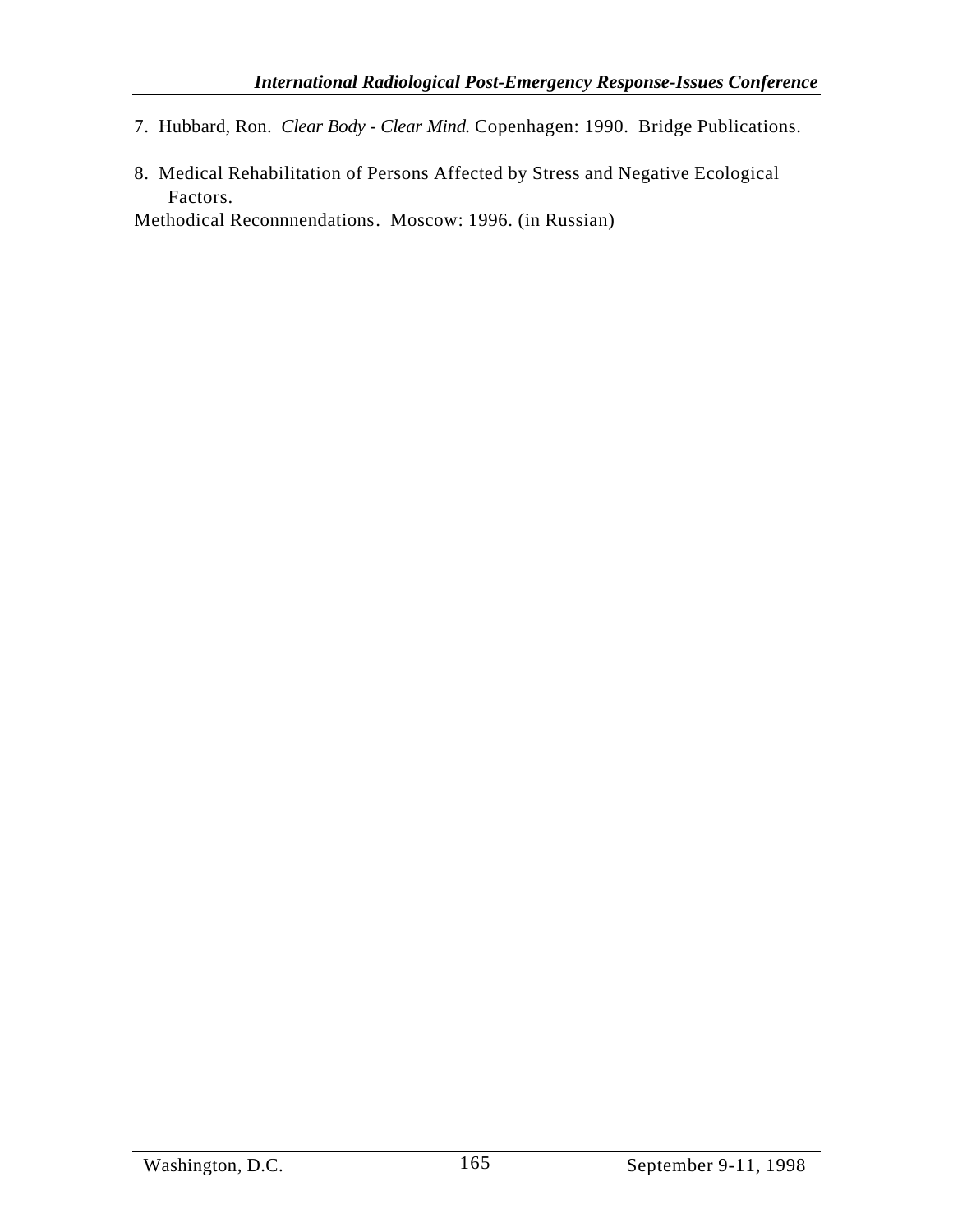7. Hubbard, Ron. *Clear Body - Clear Mind.* Copenhagen: 1990. Bridge Publications.

8. Medical Rehabilitation of Persons Affected by Stress and Negative Ecological Factors.
Methodical Reconnnendations. Moscow: 1996. (in Russian)